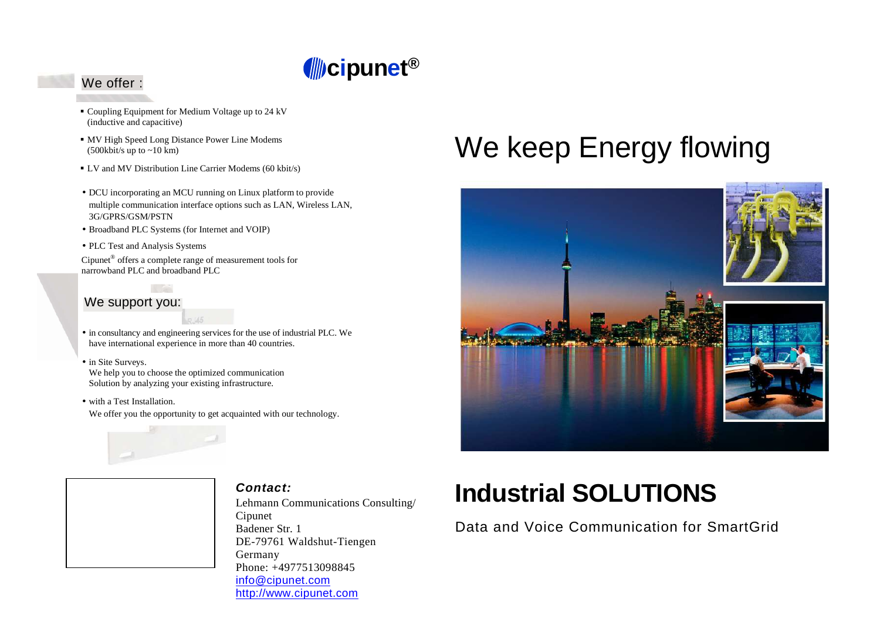# cipunet®

## We offer :

- Coupling Equipment for Medium Voltage up to 24 kV (inductive and capacitive)
- MV High Speed Long Distance Power Line Modems (500kbit/s up to ~10 km)
- LV and MV Distribution Line Carrier Modems (60 kbit/s)
- DCU incorporating an MCU running on Linux platform to provide multiple communication interface options such as LAN, Wireless LAN, 3G/GPRS/GSM/PSTN
- Broadband PLC Systems (for Internet and VOIP)
- PLC Test and Analysis Systems

Cipunet® offers a complete range of measurement tools for narrowband PLC and broadband PLC

## We support you:

- in consultancy and engineering services for the use of industrial PLC. We have international experience in more than 40 countries.
- in Site Surveys.
  We help you to choose the optimized communication Solution by analyzing your existing infrastructure.
- with a Test Installation.
  We offer you the opportunity to get acquainted with our technology.

***Contact:***

Lehmann Communications Consulting/ Cipunet
Badener Str. 1
DE-79761 Waldshut-Tiengen
Germany
Phone: +4977513098845
info@cipunet.com
http://www.cipunet.com

# We keep Energy flowing

# Industrial SOLUTIONS

Data and Voice Communication for SmartGrid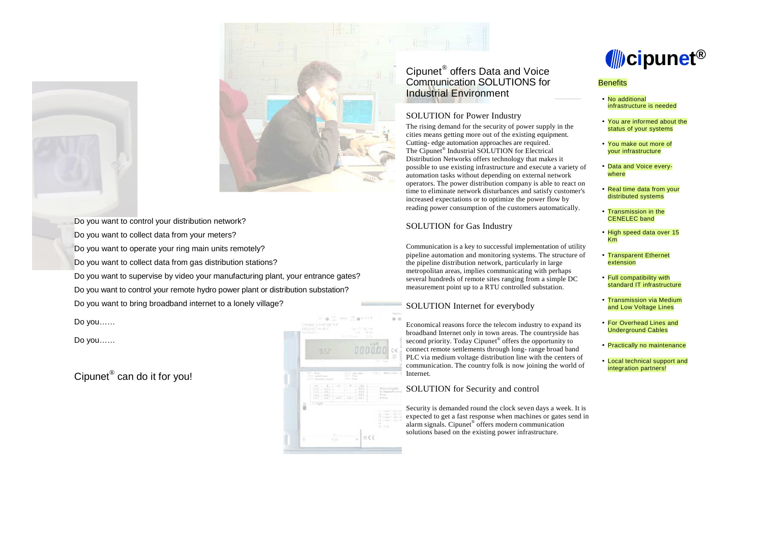Do you want to control your distribution network?

Do you want to collect data from your meters?

Do you want to operate your ring main units remotely?

Do you want to collect data from gas distribution stations?

Do you want to supervise by video your manufacturing plant, your entrance gates?

Do you want to control your remote hydro power plant or distribution substation?

Do you want to bring broadband internet to a lonely village?

Do you……

Do you……

Cipunet® can do it for you!

# Cipunet® offers Data and Voice Communication SOLUTIONS for Industrial Environment

## SOLUTION for Power Industry

The rising demand for the security of power supply in the cities means getting more out of the existing equipment. Cutting- edge automation approaches are required. The Cipunet® Industrial SOLUTION for Electrical Distribution Networks offers technology that makes it possible to use existing infrastructure and execute a variety of automation tasks without depending on external network operators. The power distribution company is able to react on time to eliminate network disturbances and satisfy customer's increased expectations or to optimize the power flow by reading power consumption of the customers automatically.

## SOLUTION for Gas Industry

Communication is a key to successful implementation of utility pipeline automation and monitoring systems. The structure of the pipeline distribution network, particularly in large metropolitan areas, implies communicating with perhaps several hundreds of remote sites ranging from a simple DC measurement point up to a RTU controlled substation.

## SOLUTION Internet for everybody

Economical reasons force the telecom industry to expand its broadband Internet only in town areas. The countryside has second priority. Today Cipunet® offers the opportunity to connect remote settlements through long- range broad band PLC via medium voltage distribution line with the centers of communication. The country folk is now joining the world of Internet.

## SOLUTION for Security and control

Security is demanded round the clock seven days a week. It is expected to get a fast response when machines or gates send in alarm signals. Cipunet® offers modern communication solutions based on the existing power infrastructure.

# cipunet®

## Benefits

- No additional infrastructure is needed
- You are informed about the status of your systems
- You make out more of your infrastructure
- Data and Voice every- where
- Real time data from your distributed systems
- Transmission in the CENELEC band
- High speed data over 15 Km
- Transparent Ethernet extension
- Full compatibility with standard IT infrastructure
- Transmission via Medium and Low Voltage Lines
- For Overhead Lines and Underground Cables
- Practically no maintenance
- Local technical support and integration partners!